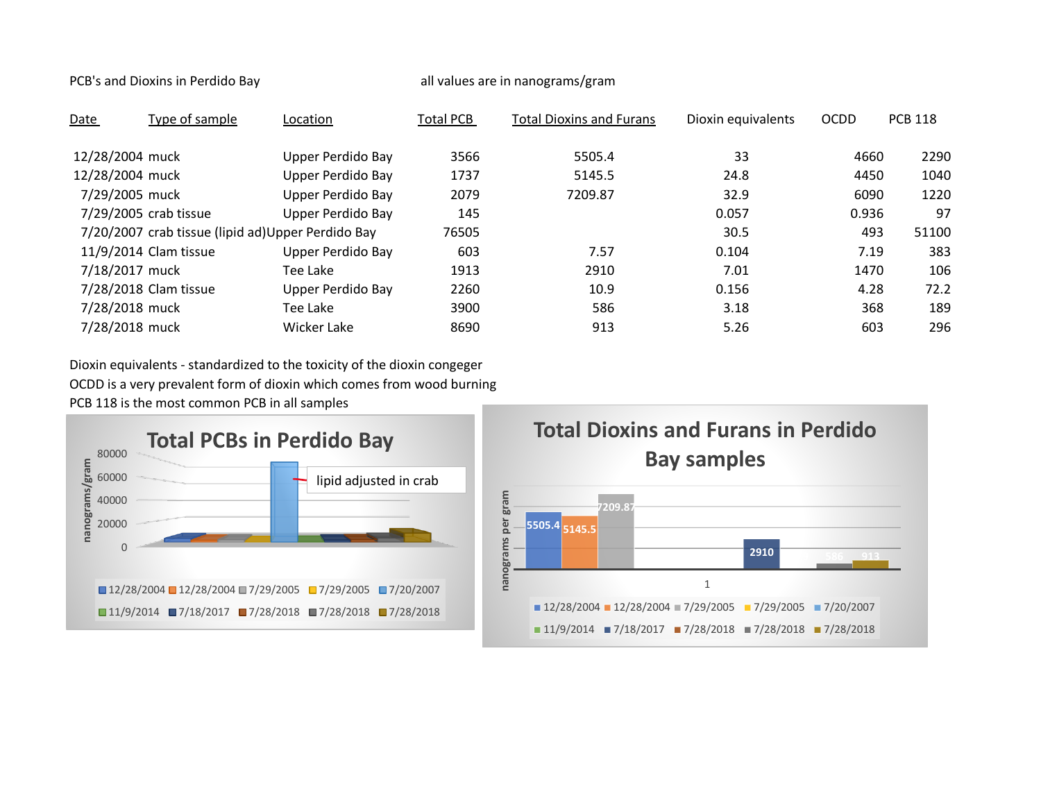PCB's and Dioxins in Perdido Bay

all values are in nanograms/gram

| Date | Type of sample | Location | Total PCB | Total Dioxins and Furans | Dioxin equivalents | OCDD | PCB 118 |
|---|---|---|---|---|---|---|---|
| 12/28/2004 | muck | Upper Perdido Bay | 3566 | 5505.4 | 33 | 4660 | 2290 |
| 12/28/2004 | muck | Upper Perdido Bay | 1737 | 5145.5 | 24.8 | 4450 | 1040 |
| 7/29/2005 | muck | Upper Perdido Bay | 2079 | 7209.87 | 32.9 | 6090 | 1220 |
| 7/29/2005 | crab tissue | Upper Perdido Bay | 145 | | 0.057 | 0.936 | 97 |
| 7/20/2007 | crab tissue (lipid ad) | Upper Perdido Bay | 76505 | | 30.5 | 493 | 51100 |
| 11/9/2014 | Clam tissue | Upper Perdido Bay | 603 | 7.57 | 0.104 | 7.19 | 383 |
| 7/18/2017 | muck | Tee Lake | 1913 | 2910 | 7.01 | 1470 | 106 |
| 7/28/2018 | Clam tissue | Upper Perdido Bay | 2260 | 10.9 | 0.156 | 4.28 | 72.2 |
| 7/28/2018 | muck | Tee Lake | 3900 | 586 | 3.18 | 368 | 189 |
| 7/28/2018 | muck | Wicker Lake | 8690 | 913 | 5.26 | 603 | 296 |

Dioxin equivalents - standardized to the toxicity of the dioxin congeger
OCDD is a very prevalent form of dioxin which comes from wood burning
PCB 118 is the most common PCB in all samples

**Total PCBs in Perdido Bay**

**Total Dioxins and Furans in Perdido Bay samples**